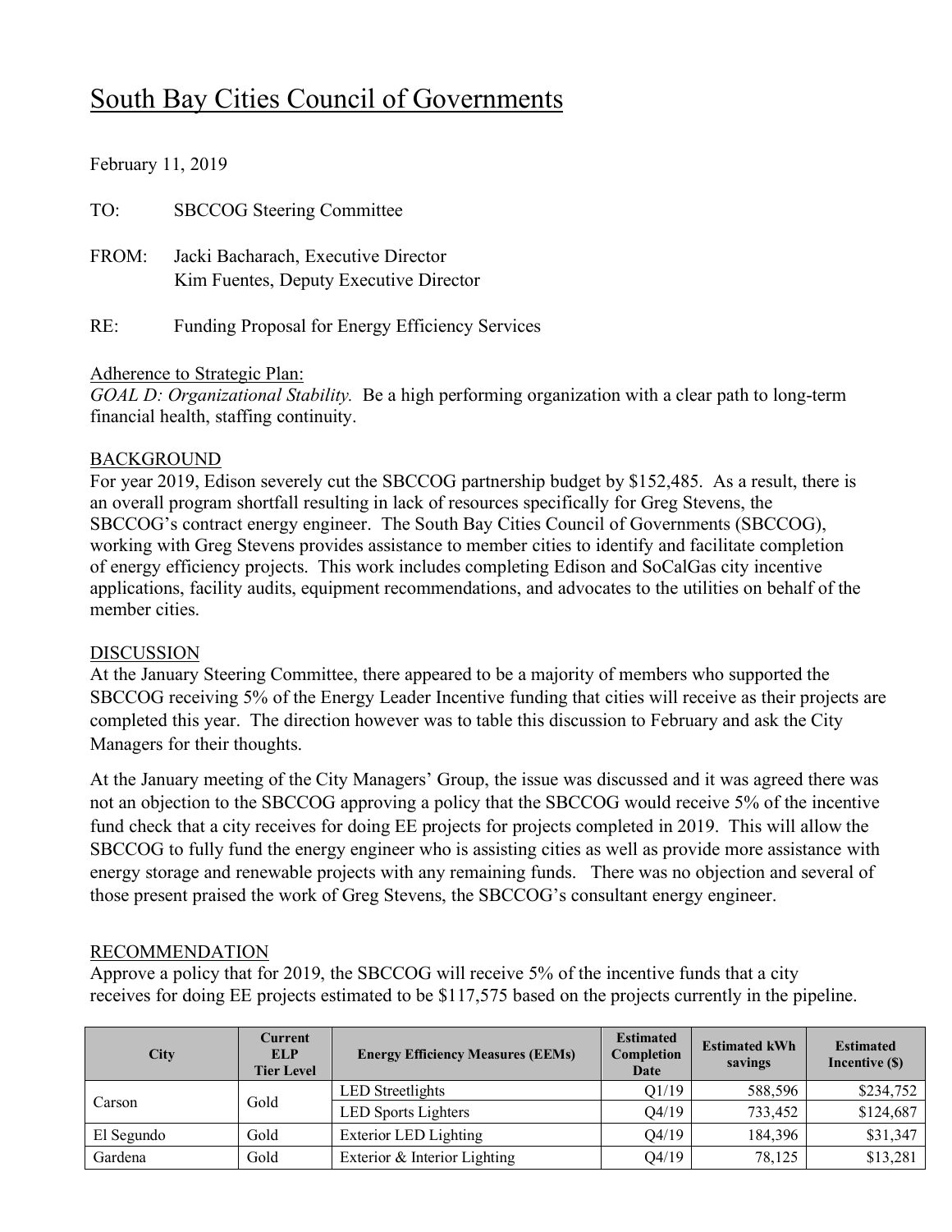# South Bay Cities Council of Governments

February 11, 2019

TO: SBCCOG Steering Committee

FROM: Jacki Bacharach, Executive Director
Kim Fuentes, Deputy Executive Director

RE: Funding Proposal for Energy Efficiency Services

Adherence to Strategic Plan:
*GOAL D: Organizational Stability.* Be a high performing organization with a clear path to long-term financial health, staffing continuity.

## BACKGROUND

For year 2019, Edison severely cut the SBCCOG partnership budget by $152,485. As a result, there is an overall program shortfall resulting in lack of resources specifically for Greg Stevens, the SBCCOG's contract energy engineer. The South Bay Cities Council of Governments (SBCCOG), working with Greg Stevens provides assistance to member cities to identify and facilitate completion of energy efficiency projects. This work includes completing Edison and SoCalGas city incentive applications, facility audits, equipment recommendations, and advocates to the utilities on behalf of the member cities.

## DISCUSSION

At the January Steering Committee, there appeared to be a majority of members who supported the SBCCOG receiving 5% of the Energy Leader Incentive funding that cities will receive as their projects are completed this year. The direction however was to table this discussion to February and ask the City Managers for their thoughts.

At the January meeting of the City Managers' Group, the issue was discussed and it was agreed there was not an objection to the SBCCOG approving a policy that the SBCCOG would receive 5% of the incentive fund check that a city receives for doing EE projects for projects completed in 2019. This will allow the SBCCOG to fully fund the energy engineer who is assisting cities as well as provide more assistance with energy storage and renewable projects with any remaining funds. There was no objection and several of those present praised the work of Greg Stevens, the SBCCOG's consultant energy engineer.

## RECOMMENDATION

Approve a policy that for 2019, the SBCCOG will receive 5% of the incentive funds that a city receives for doing EE projects estimated to be $117,575 based on the projects currently in the pipeline.

| City | Current ELP Tier Level | Energy Efficiency Measures (EEMs) | Estimated Completion Date | Estimated kWh savings | Estimated Incentive ($) |
|---|---|---|---|---|---|
| Carson | Gold | LED Streetlights | Q1/19 | 588,596 | $234,752 |
| | | LED Sports Lighters | Q4/19 | 733,452 | $124,687 |
| El Segundo | Gold | Exterior LED Lighting | Q4/19 | 184,396 | $31,347 |
| Gardena | Gold | Exterior & Interior Lighting | Q4/19 | 78,125 | $13,281 |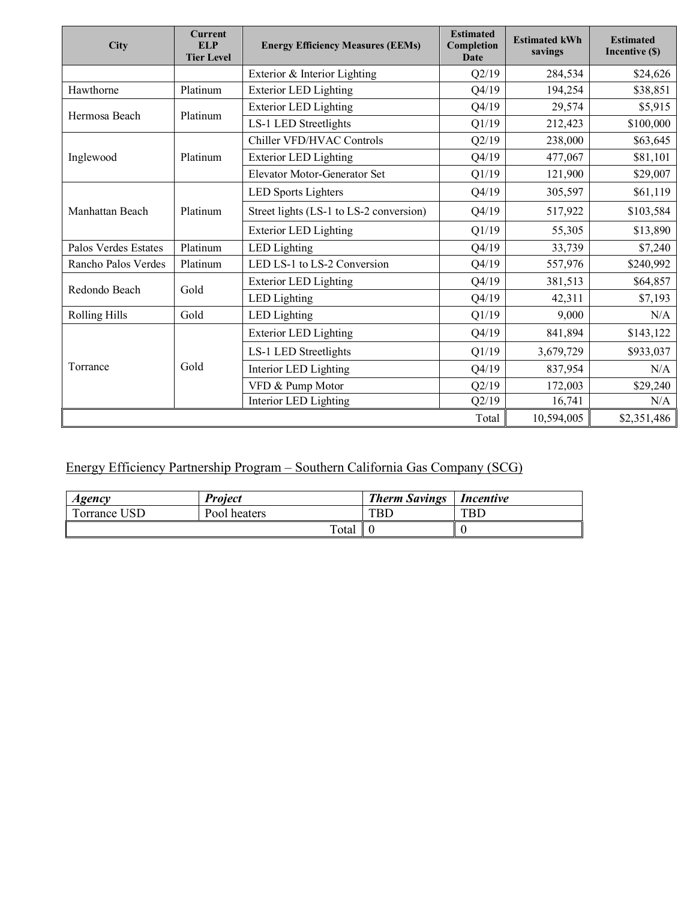| City | Current ELP Tier Level | Energy Efficiency Measures (EEMs) | Estimated Completion Date | Estimated kWh savings | Estimated Incentive ($) |
|---|---|---|---|---|---|
| | | Exterior & Interior Lighting | Q2/19 | 284,534 | $24,626 |
| Hawthorne | Platinum | Exterior LED Lighting | Q4/19 | 194,254 | $38,851 |
| Hermosa Beach | Platinum | Exterior LED Lighting | Q4/19 | 29,574 | $5,915 |
| | | LS-1 LED Streetlights | Q1/19 | 212,423 | $100,000 |
| Inglewood | Platinum | Chiller VFD/HVAC Controls | Q2/19 | 238,000 | $63,645 |
| | | Exterior LED Lighting | Q4/19 | 477,067 | $81,101 |
| | | Elevator Motor-Generator Set | Q1/19 | 121,900 | $29,007 |
| Manhattan Beach | Platinum | LED Sports Lighters | Q4/19 | 305,597 | $61,119 |
| | | Street lights (LS-1 to LS-2 conversion) | Q4/19 | 517,922 | $103,584 |
| | | Exterior LED Lighting | Q1/19 | 55,305 | $13,890 |
| Palos Verdes Estates | Platinum | LED Lighting | Q4/19 | 33,739 | $7,240 |
| Rancho Palos Verdes | Platinum | LED LS-1 to LS-2 Conversion | Q4/19 | 557,976 | $240,992 |
| Redondo Beach | Gold | Exterior LED Lighting | Q4/19 | 381,513 | $64,857 |
| | | LED Lighting | Q4/19 | 42,311 | $7,193 |
| Rolling Hills | Gold | LED Lighting | Q1/19 | 9,000 | N/A |
| Torrance | Gold | Exterior LED Lighting | Q4/19 | 841,894 | $143,122 |
| | | LS-1 LED Streetlights | Q1/19 | 3,679,729 | $933,037 |
| | | Interior LED Lighting | Q4/19 | 837,954 | N/A |
| | | VFD & Pump Motor | Q2/19 | 172,003 | $29,240 |
| | | Interior LED Lighting | Q2/19 | 16,741 | N/A |
| | | | Total | 10,594,005 | $2,351,486 |

Energy Efficiency Partnership Program – Southern California Gas Company (SCG)

| *Agency* | *Project* | *Therm Savings* | *Incentive* |
|---|---|---|---|
| Torrance USD | Pool heaters | TBD | TBD |
| | Total | 0 | 0 |